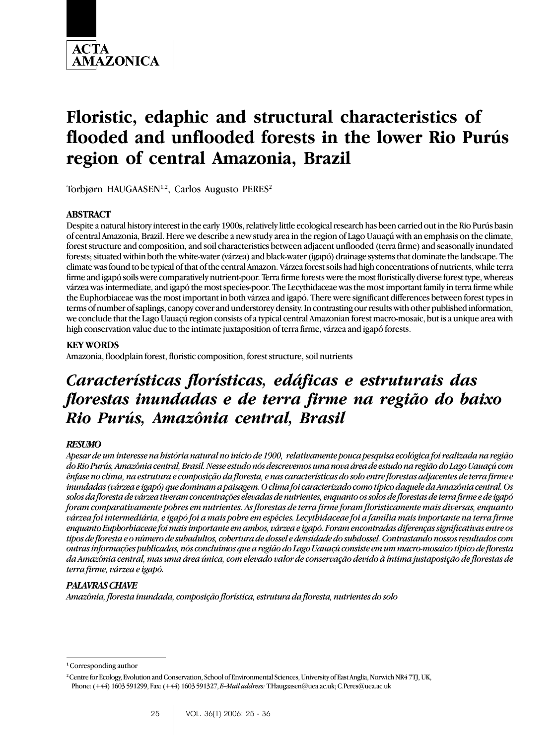# Floristic, edaphic and structural characteristics of flooded and unflooded forests in the lower Rio Purús region of central Amazonia, Brazil

Torbjørn HAUGAASEN[1,2], Carlos Augusto PERES[2]

**ABSTRACT**

Despite a natural history interest in the early 1900s, relatively little ecological research has been carried out in the Rio Purús basin of central Amazonia, Brazil. Here we describe a new study area in the region of Lago Uauaçú with an emphasis on the climate, forest structure and composition, and soil characteristics between adjacent unflooded (terra firme) and seasonally inundated forests; situated within both the white-water (várzea) and black-water (igapó) drainage systems that dominate the landscape. The climate was found to be typical of that of the central Amazon. Várzea forest soils had high concentrations of nutrients, while terra firme and igapó soils were comparatively nutrient-poor. Terra firme forests were the most floristically diverse forest type, whereas várzea was intermediate, and igapó the most species-poor. The Lecythidaceae was the most important family in terra firme while the Euphorbiaceae was the most important in both várzea and igapó. There were significant differences between forest types in terms of number of saplings, canopy cover and understorey density. In contrasting our results with other published information, we conclude that the Lago Uauaçú region consists of a typical central Amazonian forest macro-mosaic, but is a unique area with high conservation value due to the intimate juxtaposition of terra firme, várzea and igapó forests.

**KEY WORDS**

Amazonia, floodplain forest, floristic composition, forest structure, soil nutrients

# *Características florísticas, edáficas e estruturais das florestas inundadas e de terra firme na região do baixo Rio Purús, Amazônia central, Brasil*

***RESUMO***

*Apesar de um interesse na história natural no início de 1900, relativamente pouca pesquisa ecológica foi realizada na região do Rio Purús, Amazônia central, Brasil. Nesse estudo nós descrevemos uma nova área de estudo na região do Lago Uauaçú com ênfase no clima, na estrutura e composição da floresta, e nas características do solo entre florestas adjacentes de terra firme e inundadas (várzea e igapó) que dominam a paisagem. O clima foi caracterizado como típico daquele da Amazônia central. Os solos da floresta de várzea tiveram concentrações elevadas de nutrientes, enquanto os solos de florestas de terra firme e de igapó foram comparativamente pobres em nutrientes. As florestas de terra firme foram floristicamente mais diversas, enquanto várzea foi intermediária, e igapó foi a mais pobre em espécies. Lecythidaceae foi a família mais importante na terra firme enquanto Euphorbiaceae foi mais importante em ambos, várzea e igapó. Foram encontradas diferenças significativas entre os tipos de floresta e o número de subadultos, cobertura de dossel e densidade do subdossel. Contrastando nossos resultados com outras informações publicadas, nós concluímos que a região do Lago Uauaçú consiste em um macro-mosaico típico de floresta da Amazônia central, mas uma área única, com elevado valor de conservação devido à íntima justaposição de florestas de terra firme, várzea e igapó.*

***PALAVRAS CHAVE***

*Amazônia, floresta inundada, composição florística, estrutura da floresta, nutrientes do solo*

---

[1] Corresponding author

[2] Centre for Ecology, Evolution and Conservation, School of Environmental Sciences, University of East Anglia, Norwich NR4 7TJ, UK, Phone: (+44) 1603 591299, Fax: (+44) 1603 591327, *E–Mail address:* T.Haugaasen@uea.ac.uk; C.Peres@uea.ac.uk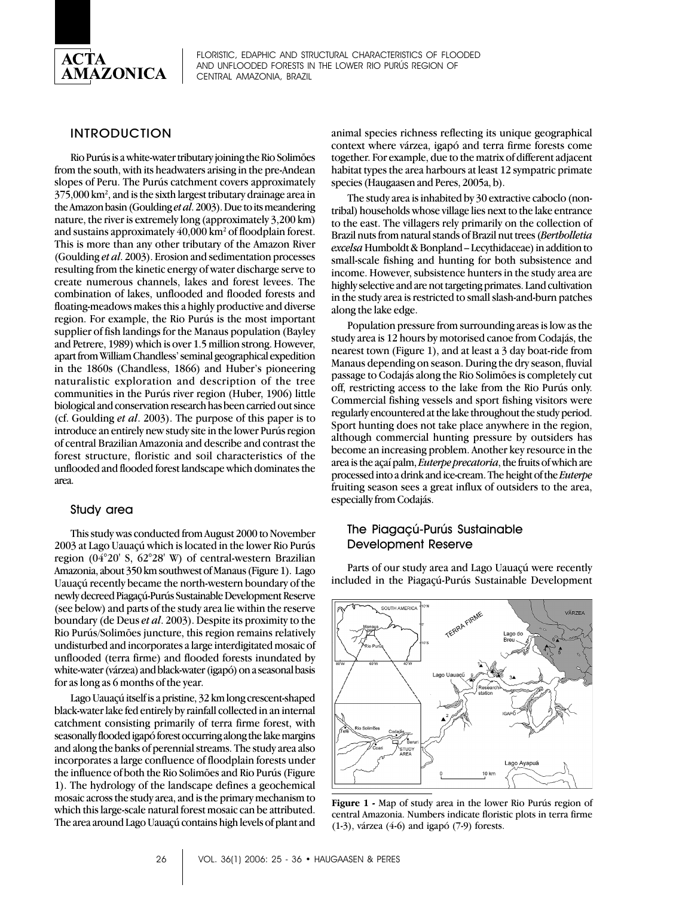## INTRODUCTION

Rio Purús is a white-water tributary joining the Rio Solimões from the south, with its headwaters arising in the pre-Andean slopes of Peru. The Purús catchment covers approximately 375,000 km$^2$, and is the sixth largest tributary drainage area in the Amazon basin (Goulding *et al*. 2003). Due to its meandering nature, the river is extremely long (approximately 3,200 km) and sustains approximately 40,000 km$^2$ of floodplain forest. This is more than any other tributary of the Amazon River (Goulding *et al*. 2003). Erosion and sedimentation processes resulting from the kinetic energy of water discharge serve to create numerous channels, lakes and forest levees. The combination of lakes, unflooded and flooded forests and floating-meadows makes this a highly productive and diverse region. For example, the Rio Purús is the most important supplier of fish landings for the Manaus population (Bayley and Petrere, 1989) which is over 1.5 million strong. However, apart from William Chandless' seminal geographical expedition in the 1860s (Chandless, 1866) and Huber's pioneering naturalistic exploration and description of the tree communities in the Purús river region (Huber, 1906) little biological and conservation research has been carried out since (cf. Goulding *et al*. 2003). The purpose of this paper is to introduce an entirely new study site in the lower Purús region of central Brazilian Amazonia and describe and contrast the forest structure, floristic and soil characteristics of the unflooded and flooded forest landscape which dominates the area.

### Study area

This study was conducted from August 2000 to November 2003 at Lago Uauaçú which is located in the lower Rio Purús region (04°20' S, 62°28' W) of central-western Brazilian Amazonia, about 350 km southwest of Manaus (Figure 1). Lago Uauaçú recently became the north-western boundary of the newly decreed Piagaçú-Purús Sustainable Development Reserve (see below) and parts of the study area lie within the reserve boundary (de Deus *et al*. 2003). Despite its proximity to the Rio Purús/Solimões juncture, this region remains relatively undisturbed and incorporates a large interdigitated mosaic of unflooded (terra firme) and flooded forests inundated by white-water (várzea) and black-water (igapó) on a seasonal basis for as long as 6 months of the year.

Lago Uauaçú itself is a pristine, 32 km long crescent-shaped black-water lake fed entirely by rainfall collected in an internal catchment consisting primarily of terra firme forest, with seasonally flooded igapó forest occurring along the lake margins and along the banks of perennial streams. The study area also incorporates a large confluence of floodplain forests under the influence of both the Rio Solimões and Rio Purús (Figure 1). The hydrology of the landscape defines a geochemical mosaic across the study area, and is the primary mechanism to which this large-scale natural forest mosaic can be attributed. The area around Lago Uauaçú contains high levels of plant and animal species richness reflecting its unique geographical context where várzea, igapó and terra firme forests come together. For example, due to the matrix of different adjacent habitat types the area harbours at least 12 sympatric primate species (Haugaasen and Peres, 2005a, b).

The study area is inhabited by 30 extractive caboclo (non-tribal) households whose village lies next to the lake entrance to the east. The villagers rely primarily on the collection of Brazil nuts from natural stands of Brazil nut trees (*Bertholletia excelsa* Humboldt & Bonpland – Lecythidaceae) in addition to small-scale fishing and hunting for both subsistence and income. However, subsistence hunters in the study area are highly selective and are not targeting primates. Land cultivation in the study area is restricted to small slash-and-burn patches along the lake edge.

Population pressure from surrounding areas is low as the study area is 12 hours by motorised canoe from Codajás, the nearest town (Figure 1), and at least a 3 day boat-ride from Manaus depending on season. During the dry season, fluvial passage to Codajás along the Rio Solimões is completely cut off, restricting access to the lake from the Rio Purús only. Commercial fishing vessels and sport fishing visitors were regularly encountered at the lake throughout the study period. Sport hunting does not take place anywhere in the region, although commercial hunting pressure by outsiders has become an increasing problem. Another key resource in the area is the açaí palm, *Euterpe precatoria*, the fruits of which are processed into a drink and ice-cream. The height of the *Euterpe* fruiting season sees a great influx of outsiders to the area, especially from Codajás.

### The Piagaçú-Purús Sustainable Development Reserve

Parts of our study area and Lago Uauaçú were recently included in the Piagaçú-Purús Sustainable Development

**Figure 1 -** Map of study area in the lower Rio Purús region of central Amazonia. Numbers indicate floristic plots in terra firme (1-3), várzea (4-6) and igapó (7-9) forests.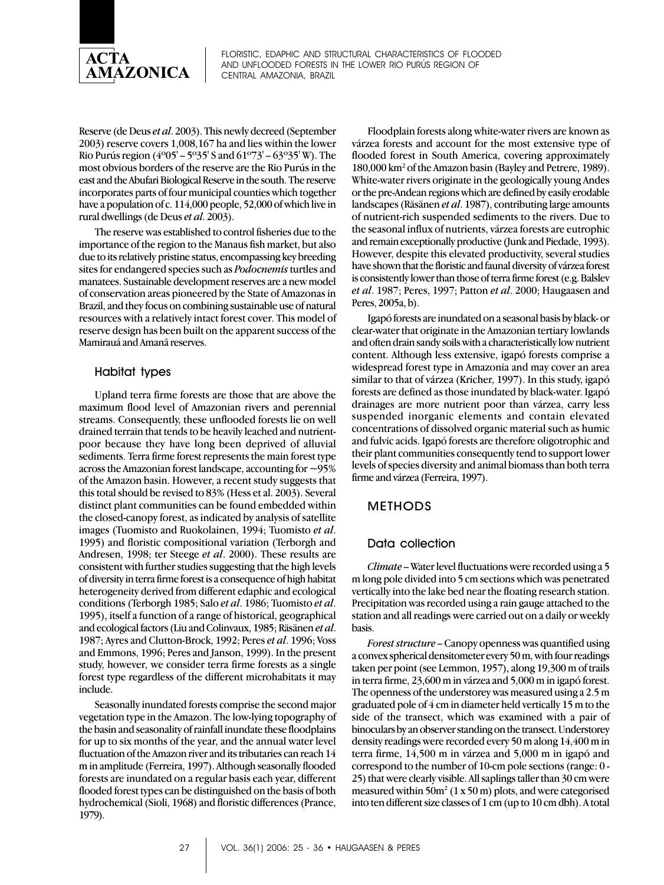Reserve (de Deus *et al*. 2003). This newly decreed (September 2003) reserve covers 1,008,167 ha and lies within the lower Rio Purús region (4º05' – 5º35' S and 61º73' – 63º35' W). The most obvious borders of the reserve are the Rio Purús in the east and the Abufari Biological Reserve in the south. The reserve incorporates parts of four municipal counties which together have a population of c. 114,000 people, 52,000 of which live in rural dwellings (de Deus *et al*. 2003).

The reserve was established to control fisheries due to the importance of the region to the Manaus fish market, but also due to its relatively pristine status, encompassing key breeding sites for endangered species such as *Podocnemis* turtles and manatees. Sustainable development reserves are a new model of conservation areas pioneered by the State of Amazonas in Brazil, and they focus on combining sustainable use of natural resources with a relatively intact forest cover. This model of reserve design has been built on the apparent success of the Mamirauá and Amanã reserves.

### Habitat types

Upland terra firme forests are those that are above the maximum flood level of Amazonian rivers and perennial streams. Consequently, these unflooded forests lie on well drained terrain that tends to be heavily leached and nutrient-poor because they have long been deprived of alluvial sediments. Terra firme forest represents the main forest type across the Amazonian forest landscape, accounting for ~95% of the Amazon basin. However, a recent study suggests that this total should be revised to 83% (Hess et al. 2003). Several distinct plant communities can be found embedded within the closed-canopy forest, as indicated by analysis of satellite images (Tuomisto and Ruokolainen, 1994; Tuomisto *et al*. 1995) and floristic compositional variation (Terborgh and Andresen, 1998; ter Steege *et al*. 2000). These results are consistent with further studies suggesting that the high levels of diversity in terra firme forest is a consequence of high habitat heterogeneity derived from different edaphic and ecological conditions (Terborgh 1985; Salo *et al*. 1986; Tuomisto *et al*. 1995), itself a function of a range of historical, geographical and ecological factors (Liu and Colinvaux, 1985; Räsänen *et al*. 1987; Ayres and Clutton-Brock, 1992; Peres *et al*. 1996; Voss and Emmons, 1996; Peres and Janson, 1999). In the present study, however, we consider terra firme forests as a single forest type regardless of the different microhabitats it may include.

Seasonally inundated forests comprise the second major vegetation type in the Amazon. The low-lying topography of the basin and seasonality of rainfall inundate these floodplains for up to six months of the year, and the annual water level fluctuation of the Amazon river and its tributaries can reach 14 m in amplitude (Ferreira, 1997). Although seasonally flooded forests are inundated on a regular basis each year, different flooded forest types can be distinguished on the basis of both hydrochemical (Sioli, 1968) and floristic differences (Prance, 1979).

Floodplain forests along white-water rivers are known as várzea forests and account for the most extensive type of flooded forest in South America, covering approximately 180,000 km² of the Amazon basin (Bayley and Petrere, 1989). White-water rivers originate in the geologically young Andes or the pre-Andean regions which are defined by easily erodable landscapes (Räsänen *et al*. 1987), contributing large amounts of nutrient-rich suspended sediments to the rivers. Due to the seasonal influx of nutrients, várzea forests are eutrophic and remain exceptionally productive (Junk and Piedade, 1993). However, despite this elevated productivity, several studies have shown that the floristic and faunal diversity of várzea forest is consistently lower than those of terra firme forest (e.g. Balslev *et al*. 1987; Peres, 1997; Patton *et al*. 2000; Haugaasen and Peres, 2005a, b).

Igapó forests are inundated on a seasonal basis by black- or clear-water that originate in the Amazonian tertiary lowlands and often drain sandy soils with a characteristically low nutrient content. Although less extensive, igapó forests comprise a widespread forest type in Amazonia and may cover an area similar to that of várzea (Kricher, 1997). In this study, igapó forests are defined as those inundated by black-water. Igapó drainages are more nutrient poor than várzea, carry less suspended inorganic elements and contain elevated concentrations of dissolved organic material such as humic and fulvic acids. Igapó forests are therefore oligotrophic and their plant communities consequently tend to support lower levels of species diversity and animal biomass than both terra firme and várzea (Ferreira, 1997).

## METHODS

### Data collection

*Climate* – Water level fluctuations were recorded using a 5 m long pole divided into 5 cm sections which was penetrated vertically into the lake bed near the floating research station. Precipitation was recorded using a rain gauge attached to the station and all readings were carried out on a daily or weekly basis.

*Forest structure* – Canopy openness was quantified using a convex spherical densitometer every 50 m, with four readings taken per point (see Lemmon, 1957), along 19,300 m of trails in terra firme, 23,600 m in várzea and 5,000 m in igapó forest. The openness of the understorey was measured using a 2.5 m graduated pole of 4 cm in diameter held vertically 15 m to the side of the transect, which was examined with a pair of binoculars by an observer standing on the transect. Understorey density readings were recorded every 50 m along 14,400 m in terra firme, 14,500 m in várzea and 5,000 m in igapó and correspond to the number of 10-cm pole sections (range: 0 - 25) that were clearly visible. All saplings taller than 30 cm were measured within 50m² (1 x 50 m) plots, and were categorised into ten different size classes of 1 cm (up to 10 cm dbh). A total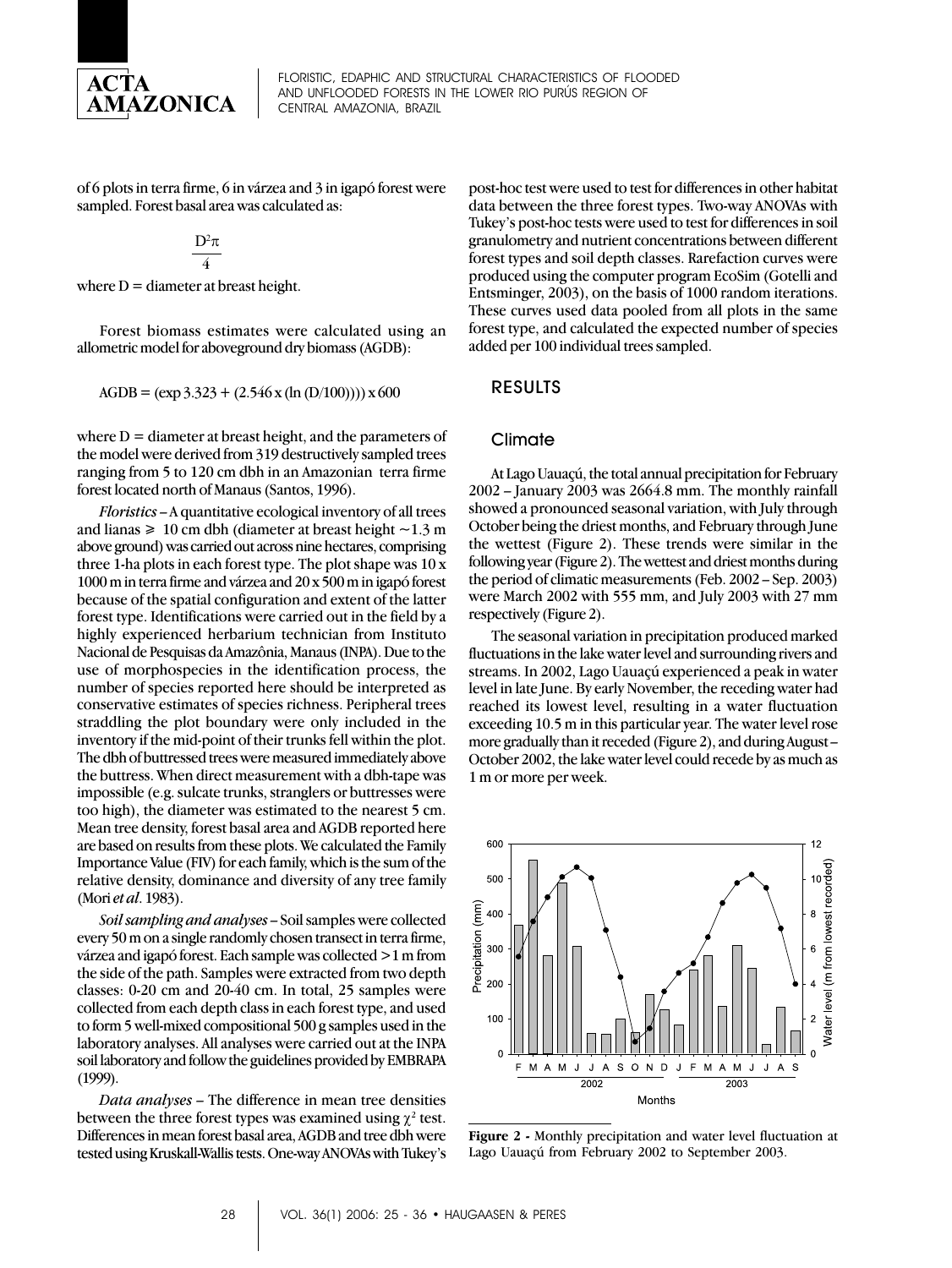of 6 plots in terra firme, 6 in várzea and 3 in igapó forest were sampled. Forest basal area was calculated as:

$$\frac{D^2\pi}{4}$$

where D = diameter at breast height.

Forest biomass estimates were calculated using an allometric model for aboveground dry biomass (AGDB):

$$AGDB = (\exp 3.323 + (2.546 \times (\ln (D/100)))) \times 600$$

where D = diameter at breast height, and the parameters of the model were derived from 319 destructively sampled trees ranging from 5 to 120 cm dbh in an Amazonian terra firme forest located north of Manaus (Santos, 1996).

*Floristics* – A quantitative ecological inventory of all trees and lianas ≥ 10 cm dbh (diameter at breast height ~1.3 m above ground) was carried out across nine hectares, comprising three 1-ha plots in each forest type. The plot shape was 10 x 1000 m in terra firme and várzea and 20 x 500 m in igapó forest because of the spatial configuration and extent of the latter forest type. Identifications were carried out in the field by a highly experienced herbarium technician from Instituto Nacional de Pesquisas da Amazônia, Manaus (INPA). Due to the use of morphospecies in the identification process, the number of species reported here should be interpreted as conservative estimates of species richness. Peripheral trees straddling the plot boundary were only included in the inventory if the mid-point of their trunks fell within the plot. The dbh of buttressed trees were measured immediately above the buttress. When direct measurement with a dbh-tape was impossible (e.g. sulcate trunks, stranglers or buttresses were too high), the diameter was estimated to the nearest 5 cm. Mean tree density, forest basal area and AGDB reported here are based on results from these plots. We calculated the Family Importance Value (FIV) for each family, which is the sum of the relative density, dominance and diversity of any tree family (Mori *et al*. 1983).

*Soil sampling and analyses* – Soil samples were collected every 50 m on a single randomly chosen transect in terra firme, várzea and igapó forest. Each sample was collected >1 m from the side of the path. Samples were extracted from two depth classes: 0-20 cm and 20-40 cm. In total, 25 samples were collected from each depth class in each forest type, and used to form 5 well-mixed compositional 500 g samples used in the laboratory analyses. All analyses were carried out at the INPA soil laboratory and follow the guidelines provided by EMBRAPA (1999).

*Data analyses* – The difference in mean tree densities between the three forest types was examined using $\chi^2$ test. Differences in mean forest basal area, AGDB and tree dbh were tested using Kruskall-Wallis tests. One-way ANOVAs with Tukey's post-hoc test were used to test for differences in other habitat data between the three forest types. Two-way ANOVAs with Tukey's post-hoc tests were used to test for differences in soil granulometry and nutrient concentrations between different forest types and soil depth classes. Rarefaction curves were produced using the computer program EcoSim (Gotelli and Entsminger, 2003), on the basis of 1000 random iterations. These curves used data pooled from all plots in the same forest type, and calculated the expected number of species added per 100 individual trees sampled.

## RESULTS

### Climate

At Lago Uauaçú, the total annual precipitation for February 2002 – January 2003 was 2664.8 mm. The monthly rainfall showed a pronounced seasonal variation, with July through October being the driest months, and February through June the wettest (Figure 2). These trends were similar in the following year (Figure 2). The wettest and driest months during the period of climatic measurements (Feb. 2002 – Sep. 2003) were March 2002 with 555 mm, and July 2003 with 27 mm respectively (Figure 2).

The seasonal variation in precipitation produced marked fluctuations in the lake water level and surrounding rivers and streams. In 2002, Lago Uauaçú experienced a peak in water level in late June. By early November, the receding water had reached its lowest level, resulting in a water fluctuation exceeding 10.5 m in this particular year. The water level rose more gradually than it receded (Figure 2), and during August – October 2002, the lake water level could recede by as much as 1 m or more per week.

**Figure 2 -** Monthly precipitation and water level fluctuation at Lago Uauaçú from February 2002 to September 2003.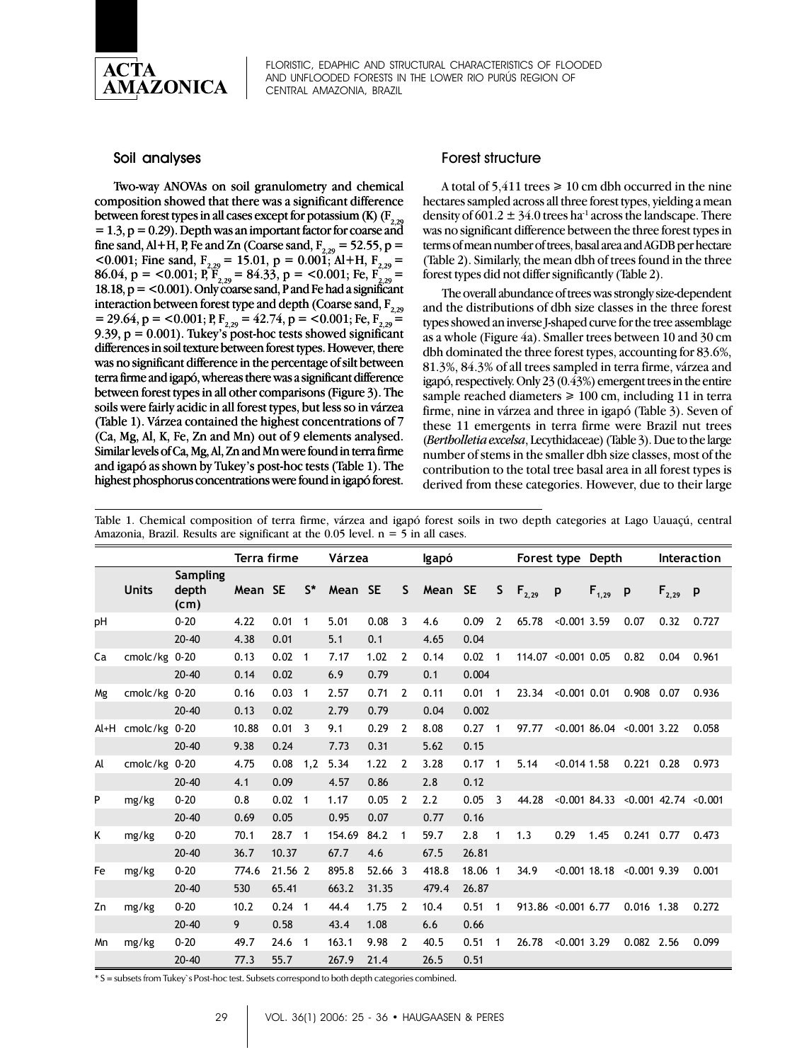## Soil analyses

**Two-way ANOVAs on soil granulometry and chemical composition showed that there was a significant difference between forest types in all cases except for potassium (K) ($F_{2,29}$ = 1.3, p = 0.29). Depth was an important factor for coarse and fine sand, Al+H, P, Fe and Zn (Coarse sand, $F_{2,29}$ = 52.55, p = <0.001; Fine sand, $F_{2,29}$ = 15.01, p = 0.001; Al+H, $F_{2,29}$ = 86.04, p = <0.001; P, $F_{2,29}$ = 84.33, p = <0.001; Fe, $F_{2,29}$ = 18.18, p = <0.001). Only coarse sand, P and Fe had a significant interaction between forest type and depth (Coarse sand, $F_{2,29}$ = 29.64, p = <0.001; P, $F_{2,29}$ = 42.74, p = <0.001; Fe, $F_{2,29}$ = 9.39, p = 0.001). Tukey's post-hoc tests showed significant differences in soil texture between forest types. However, there was no significant difference in the percentage of silt between terra firme and igapó, whereas there was a significant difference between forest types in all other comparisons (Figure 3). The soils were fairly acidic in all forest types, but less so in várzea (Table 1). Várzea contained the highest concentrations of 7 (Ca, Mg, Al, K, Fe, Zn and Mn) out of 9 elements analysed. Similar levels of Ca, Mg, Al, Zn and Mn were found in terra firme and igapó as shown by Tukey's post-hoc tests (Table 1). The highest phosphorus concentrations were found in igapó forest.**

## Forest structure

A total of 5,411 trees ≥ 10 cm dbh occurred in the nine hectares sampled across all three forest types, yielding a mean density of 601.2 ± 34.0 trees ha$^{-1}$ across the landscape. There was no significant difference between the three forest types in terms of mean number of trees, basal area and AGDB per hectare (Table 2). Similarly, the mean dbh of trees found in the three forest types did not differ significantly (Table 2).

The overall abundance of trees was strongly size-dependent and the distributions of dbh size classes in the three forest types showed an inverse J-shaped curve for the tree assemblage as a whole (Figure 4a). Smaller trees between 10 and 30 cm dbh dominated the three forest types, accounting for 83.6%, 81.3%, 84.3% of all trees sampled in terra firme, várzea and igapó, respectively. Only 23 (0.43%) emergent trees in the entire sample reached diameters ≥ 100 cm, including 11 in terra firme, nine in várzea and three in igapó (Table 3). Seven of these 11 emergents in terra firme were Brazil nut trees (*Bertholletia excelsa*, Lecythidaceae) (Table 3). Due to the large number of stems in the smaller dbh size classes, most of the contribution to the total tree basal area in all forest types is derived from these categories. However, due to their large

Table 1. Chemical composition of terra firme, várzea and igapó forest soils in two depth categories at Lago Uauaçú, central Amazonia, Brazil. Results are significant at the 0.05 level. n = 5 in all cases.

| | | | Terra firme | | | Várzea | | | Igapó | | | Forest type | | Depth | | Interaction | |
|---|---|---|---|---|---|---|---|---|---|---|---|---|---|---|---|---|---|
| | Units | Sampling depth (cm) | Mean | SE | S* | Mean | SE | S | Mean | SE | S | $F_{2,29}$ | p | $F_{1,29}$ | p | $F_{2,29}$ | p |
| pH | | 0-20 | 4.22 | 0.01 | 1 | 5.01 | 0.08 | 3 | 4.6 | 0.09 | 2 | 65.78 | <0.001 | 3.59 | 0.07 | 0.32 | 0.727 |
| | | 20-40 | 4.38 | 0.01 | | 5.1 | 0.1 | | 4.65 | 0.04 | | | | | | | |
| Ca | cmolc/kg | 0-20 | 0.13 | 0.02 | 1 | 7.17 | 1.02 | 2 | 0.14 | 0.02 | 1 | 114.07 | <0.001 | 0.05 | 0.82 | 0.04 | 0.961 |
| | | 20-40 | 0.14 | 0.02 | | 6.9 | 0.79 | | 0.1 | 0.004 | | | | | | | |
| Mg | cmolc/kg | 0-20 | 0.16 | 0.03 | 1 | 2.57 | 0.71 | 2 | 0.11 | 0.01 | 1 | 23.34 | <0.001 | 0.01 | 0.908 | 0.07 | 0.936 |
| | | 20-40 | 0.13 | 0.02 | | 2.79 | 0.79 | | 0.04 | 0.002 | | | | | | | |
| Al+H | cmolc/kg | 0-20 | 10.88 | 0.01 | 3 | 9.1 | 0.29 | 2 | 8.08 | 0.27 | 1 | 97.77 | <0.001 | 86.04 | <0.001 | 3.22 | 0.058 |
| | | 20-40 | 9.38 | 0.24 | | 7.73 | 0.31 | | 5.62 | 0.15 | | | | | | | |
| Al | cmolc/kg | 0-20 | 4.75 | 0.08 | 1,2 | 5.34 | 1.22 | 2 | 3.28 | 0.17 | 1 | 5.14 | <0.014 | 1.58 | 0.221 | 0.28 | 0.973 |
| | | 20-40 | 4.1 | 0.09 | | 4.57 | 0.86 | | 2.8 | 0.12 | | | | | | | |
| P | mg/kg | 0-20 | 0.8 | 0.02 | 1 | 1.17 | 0.05 | 2 | 2.2 | 0.05 | 3 | 44.28 | <0.001 | 84.33 | <0.001 | 42.74 | <0.001 |
| | | 20-40 | 0.69 | 0.05 | | 0.95 | 0.07 | | 0.77 | 0.16 | | | | | | | |
| K | mg/kg | 0-20 | 70.1 | 28.7 | 1 | 154.69 | 84.2 | 1 | 59.7 | 2.8 | 1 | 1.3 | 0.29 | 1.45 | 0.241 | 0.77 | 0.473 |
| | | 20-40 | 36.7 | 10.37 | | 67.7 | 4.6 | | 67.5 | 26.81 | | | | | | | |
| Fe | mg/kg | 0-20 | 774.6 | 21.56 | 2 | 895.8 | 52.66 | 3 | 418.8 | 18.06 | 1 | 34.9 | <0.001 | 18.18 | <0.001 | 9.39 | 0.001 |
| | | 20-40 | 530 | 65.41 | | 663.2 | 31.35 | | 479.4 | 26.87 | | | | | | | |
| Zn | mg/kg | 0-20 | 10.2 | 0.24 | 1 | 44.4 | 1.75 | 2 | 10.4 | 0.51 | 1 | 913.86 | <0.001 | 6.77 | 0.016 | 1.38 | 0.272 |
| | | 20-40 | 9 | 0.58 | | 43.4 | 1.08 | | 6.6 | 0.66 | | | | | | | |
| Mn | mg/kg | 0-20 | 49.7 | 24.6 | 1 | 163.1 | 9.98 | 2 | 40.5 | 0.51 | 1 | 26.78 | <0.001 | 3.29 | 0.082 | 2.56 | 0.099 |
| | | 20-40 | 77.3 | 55.7 | | 267.9 | 21.4 | | 26.5 | 0.51 | | | | | | | |

\* S = subsets from Tukey`s Post-hoc test. Subsets correspond to both depth categories combined.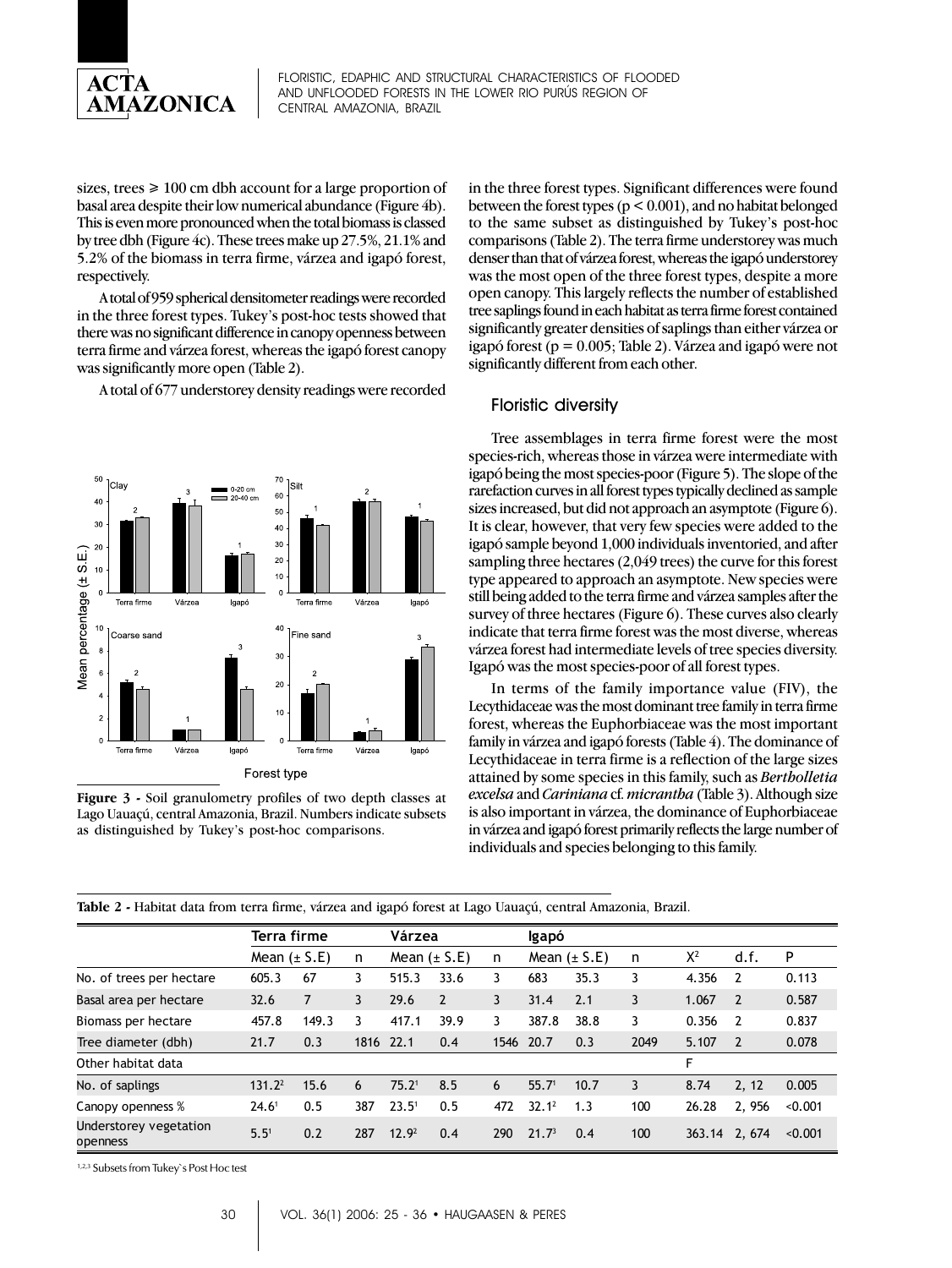sizes, trees ≥ 100 cm dbh account for a large proportion of basal area despite their low numerical abundance (Figure 4b). This is even more pronounced when the total biomass is classed by tree dbh (Figure 4c). These trees make up 27.5%, 21.1% and 5.2% of the biomass in terra firme, várzea and igapó forest, respectively.

A total of 959 spherical densitometer readings were recorded in the three forest types. Tukey's post-hoc tests showed that there was no significant difference in canopy openness between terra firme and várzea forest, whereas the igapó forest canopy was significantly more open (Table 2).

A total of 677 understorey density readings were recorded in the three forest types. Significant differences were found between the forest types ($p < 0.001$), and no habitat belonged to the same subset as distinguished by Tukey's post-hoc comparisons (Table 2). The terra firme understorey was much denser than that of várzea forest, whereas the igapó understorey was the most open of the three forest types, despite a more open canopy. This largely reflects the number of established tree saplings found in each habitat as terra firme forest contained significantly greater densities of saplings than either várzea or igapó forest ($p = 0.005$; Table 2). Várzea and igapó were not significantly different from each other.

**Figure 3 -** Soil granulometry profiles of two depth classes at Lago Uauaçú, central Amazonia, Brazil. Numbers indicate subsets as distinguished by Tukey's post-hoc comparisons.

### Floristic diversity

Tree assemblages in terra firme forest were the most species-rich, whereas those in várzea were intermediate with igapó being the most species-poor (Figure 5). The slope of the rarefaction curves in all forest types typically declined as sample sizes increased, but did not approach an asymptote (Figure 6). It is clear, however, that very few species were added to the igapó sample beyond 1,000 individuals inventoried, and after sampling three hectares (2,049 trees) the curve for this forest type appeared to approach an asymptote. New species were still being added to the terra firme and várzea samples after the survey of three hectares (Figure 6). These curves also clearly indicate that terra firme forest was the most diverse, whereas várzea forest had intermediate levels of tree species diversity. Igapó was the most species-poor of all forest types.

In terms of the family importance value (FIV), the Lecythidaceae was the most dominant tree family in terra firme forest, whereas the Euphorbiaceae was the most important family in várzea and igapó forests (Table 4). The dominance of Lecythidaceae in terra firme is a reflection of the large sizes attained by some species in this family, such as *Bertholletia excelsa* and *Cariniana* cf. *micrantha* (Table 3). Although size is also important in várzea, the dominance of Euphorbiaceae in várzea and igapó forest primarily reflects the large number of individuals and species belonging to this family.

**Table 2 -** Habitat data from terra firme, várzea and igapó forest at Lago Uauaçú, central Amazonia, Brazil.

| | Terra firme | | | Várzea | | | Igapó | | | | | |
|---|---|---|---|---|---|---|---|---|---|---|---|---|
| | Mean (± S.E) | | n | Mean (± S.E) | | n | Mean (± S.E) | | n | $X^2$ | d.f. | P |
| No. of trees per hectare | 605.3 | 67 | 3 | 515.3 | 33.6 | 3 | 683 | 35.3 | 3 | 4.356 | 2 | 0.113 |
| Basal area per hectare | 32.6 | 7 | 3 | 29.6 | 2 | 3 | 31.4 | 2.1 | 3 | 1.067 | 2 | 0.587 |
| Biomass per hectare | 457.8 | 149.3 | 3 | 417.1 | 39.9 | 3 | 387.8 | 38.8 | 3 | 0.356 | 2 | 0.837 |
| Tree diameter (dbh) | 21.7 | 0.3 | 1816 | 22.1 | 0.4 | 1546 | 20.7 | 0.3 | 2049 | 5.107 | 2 | 0.078 |
| Other habitat data | | | | | | | | | | F | | |
| No. of saplings | 131.2[2] | 15.6 | 6 | 75.2[1] | 8.5 | 6 | 55.7[1] | 10.7 | 3 | 8.74 | 2, 12 | 0.005 |
| Canopy openness % | 24.6[1] | 0.5 | 387 | 23.5[1] | 0.5 | 472 | 32.1[2] | 1.3 | 100 | 26.28 | 2, 956 | <0.001 |
| Understorey vegetation openness | 5.5[1] | 0.2 | 287 | 12.9[2] | 0.4 | 290 | 21.7[3] | 0.4 | 100 | 363.14 | 2, 674 | <0.001 |

[1,2,3] Subsets from Tukey's Post Hoc test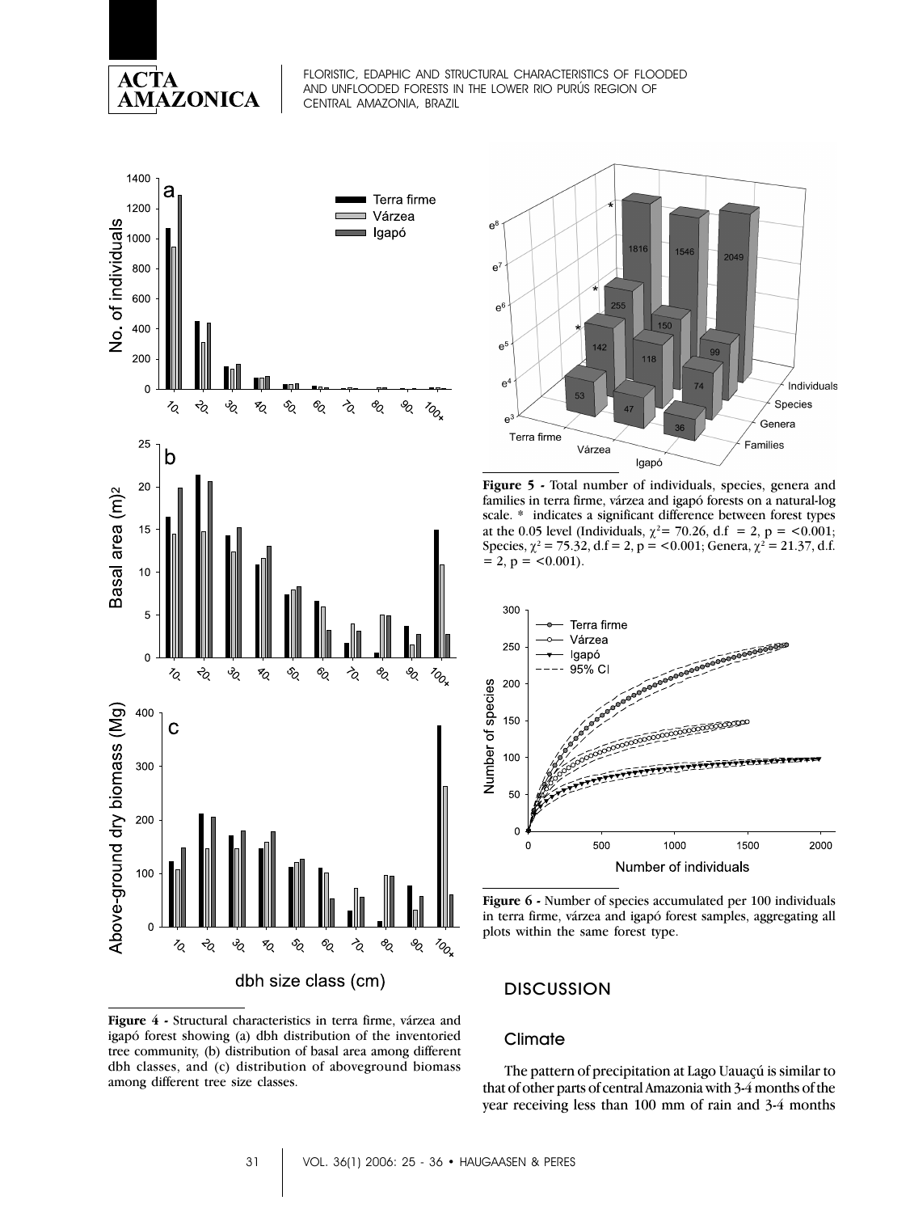**Figure 4 -** Structural characteristics in terra firme, várzea and igapó forest showing (a) dbh distribution of the inventoried tree community, (b) distribution of basal area among different dbh classes, and (c) distribution of aboveground biomass among different tree size classes.

**Figure 5 -** Total number of individuals, species, genera and families in terra firme, várzea and igapó forests on a natural-log scale. * indicates a significant difference between forest types at the 0.05 level (Individuals, $\chi^2 = 70.26$, d.f = 2, p = <0.001; Species, $\chi^2 = 75.32$, d.f = 2, p = <0.001; Genera, $\chi^2 = 21.37$, d.f. = 2, p = <0.001).

**Figure 6 -** Number of species accumulated per 100 individuals in terra firme, várzea and igapó forest samples, aggregating all plots within the same forest type.

## DISCUSSION

### Climate

The pattern of precipitation at Lago Uauaçú is similar to that of other parts of central Amazonia with 3-4 months of the year receiving less than 100 mm of rain and 3-4 months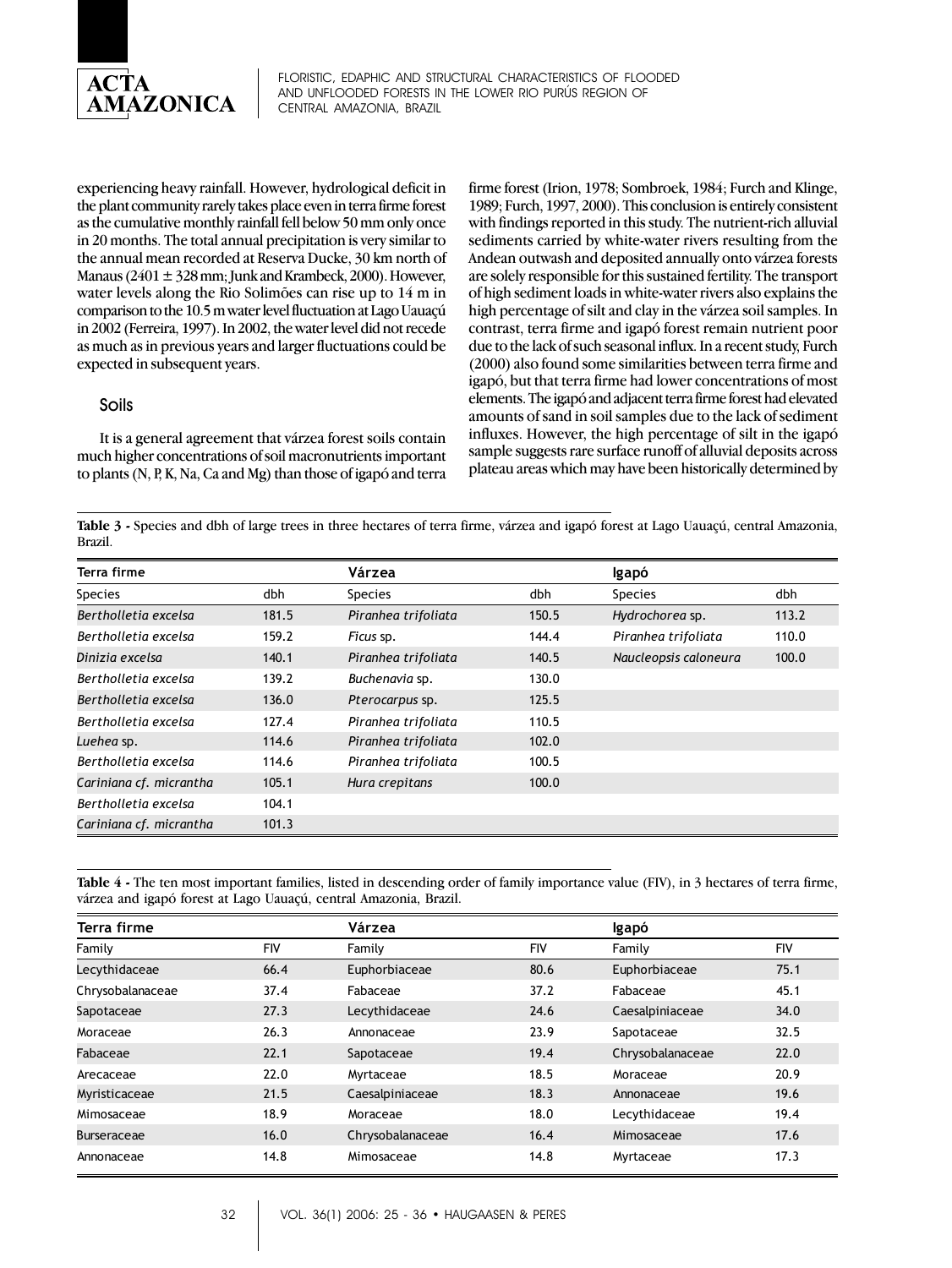experiencing heavy rainfall. However, hydrological deficit in the plant community rarely takes place even in terra firme forest as the cumulative monthly rainfall fell below 50 mm only once in 20 months. The total annual precipitation is very similar to the annual mean recorded at Reserva Ducke, 30 km north of Manaus (2401 ± 328 mm; Junk and Krambeck, 2000). However, water levels along the Rio Solimões can rise up to 14 m in comparison to the 10.5 m water level fluctuation at Lago Uauaçú in 2002 (Ferreira, 1997). In 2002, the water level did not recede as much as in previous years and larger fluctuations could be expected in subsequent years.

### Soils

It is a general agreement that várzea forest soils contain much higher concentrations of soil macronutrients important to plants (N, P, K, Na, Ca and Mg) than those of igapó and terra firme forest (Irion, 1978; Sombroek, 1984; Furch and Klinge, 1989; Furch, 1997, 2000). This conclusion is entirely consistent with findings reported in this study. The nutrient-rich alluvial sediments carried by white-water rivers resulting from the Andean outwash and deposited annually onto várzea forests are solely responsible for this sustained fertility. The transport of high sediment loads in white-water rivers also explains the high percentage of silt and clay in the várzea soil samples. In contrast, terra firme and igapó forest remain nutrient poor due to the lack of such seasonal influx. In a recent study, Furch (2000) also found some similarities between terra firme and igapó, but that terra firme had lower concentrations of most elements. The igapó and adjacent terra firme forest had elevated amounts of sand in soil samples due to the lack of sediment influxes. However, the high percentage of silt in the igapó sample suggests rare surface runoff of alluvial deposits across plateau areas which may have been historically determined by

**Table 3 -** Species and dbh of large trees in three hectares of terra firme, várzea and igapó forest at Lago Uauaçú, central Amazonia, Brazil.

| Terra firme | | Várzea | | Igapó | |
|---|---|---|---|---|---|
| Species | dbh | Species | dbh | Species | dbh |
| *Bertholletia excelsa* | 181.5 | *Piranhea trifoliata* | 150.5 | *Hydrochorea* sp. | 113.2 |
| *Bertholletia excelsa* | 159.2 | *Ficus* sp. | 144.4 | *Piranhea trifoliata* | 110.0 |
| *Dinizia excelsa* | 140.1 | *Piranhea trifoliata* | 140.5 | *Naucleopsis caloneura* | 100.0 |
| *Bertholletia excelsa* | 139.2 | *Buchenavia* sp. | 130.0 | | |
| *Bertholletia excelsa* | 136.0 | *Pterocarpus* sp. | 125.5 | | |
| *Bertholletia excelsa* | 127.4 | *Piranhea trifoliata* | 110.5 | | |
| *Luehea* sp. | 114.6 | *Piranhea trifoliata* | 102.0 | | |
| *Bertholletia excelsa* | 114.6 | *Piranhea trifoliata* | 100.5 | | |
| *Cariniana cf. micrantha* | 105.1 | *Hura crepitans* | 100.0 | | |
| *Bertholletia excelsa* | 104.1 | | | | |
| *Cariniana cf. micrantha* | 101.3 | | | | |

**Table 4 -** The ten most important families, listed in descending order of family importance value (FIV), in 3 hectares of terra firme, várzea and igapó forest at Lago Uauaçú, central Amazonia, Brazil.

| Terra firme | | Várzea | | Igapó | |
|---|---|---|---|---|---|
| Family | FIV | Family | FIV | Family | FIV |
| Lecythidaceae | 66.4 | Euphorbiaceae | 80.6 | Euphorbiaceae | 75.1 |
| Chrysobalanaceae | 37.4 | Fabaceae | 37.2 | Fabaceae | 45.1 |
| Sapotaceae | 27.3 | Lecythidaceae | 24.6 | Caesalpiniaceae | 34.0 |
| Moraceae | 26.3 | Annonaceae | 23.9 | Sapotaceae | 32.5 |
| Fabaceae | 22.1 | Sapotaceae | 19.4 | Chrysobalanaceae | 22.0 |
| Arecaceae | 22.0 | Myrtaceae | 18.5 | Moraceae | 20.9 |
| Myristicaceae | 21.5 | Caesalpiniaceae | 18.3 | Annonaceae | 19.6 |
| Mimosaceae | 18.9 | Moraceae | 18.0 | Lecythidaceae | 19.4 |
| Burseraceae | 16.0 | Chrysobalanaceae | 16.4 | Mimosaceae | 17.6 |
| Annonaceae | 14.8 | Mimosaceae | 14.8 | Myrtaceae | 17.3 |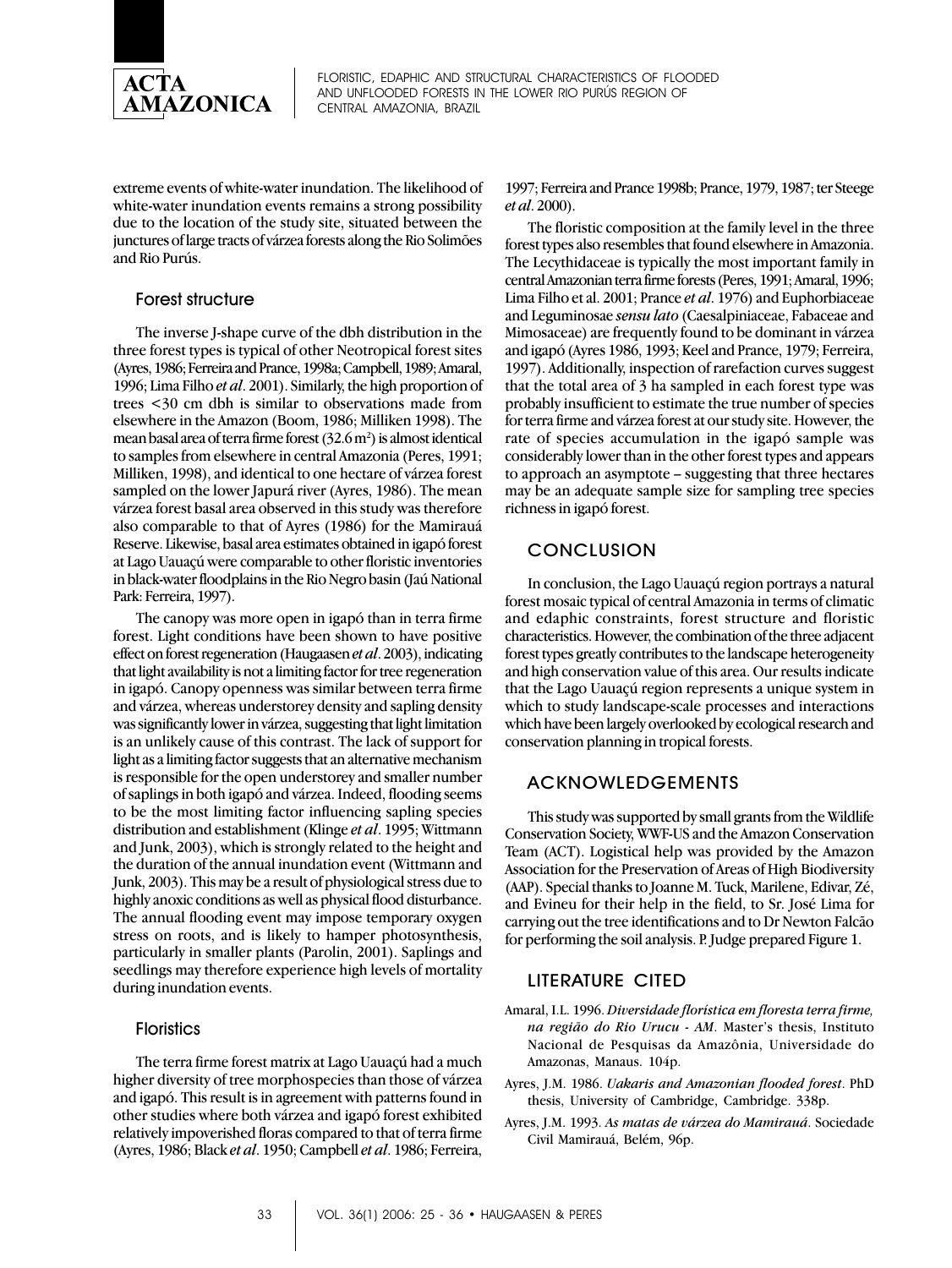extreme events of white-water inundation. The likelihood of white-water inundation events remains a strong possibility due to the location of the study site, situated between the junctures of large tracts of várzea forests along the Rio Solimões and Rio Purús.

### Forest structure

The inverse J-shape curve of the dbh distribution in the three forest types is typical of other Neotropical forest sites (Ayres, 1986; Ferreira and Prance, 1998a; Campbell, 1989; Amaral, 1996; Lima Filho *et al*. 2001). Similarly, the high proportion of trees <30 cm dbh is similar to observations made from elsewhere in the Amazon (Boom, 1986; Milliken 1998). The mean basal area of terra firme forest (32.6 m$^2$) is almost identical to samples from elsewhere in central Amazonia (Peres, 1991; Milliken, 1998), and identical to one hectare of várzea forest sampled on the lower Japurá river (Ayres, 1986). The mean várzea forest basal area observed in this study was therefore also comparable to that of Ayres (1986) for the Mamirauá Reserve. Likewise, basal area estimates obtained in igapó forest at Lago Uauaçú were comparable to other floristic inventories in black-water floodplains in the Rio Negro basin (Jaú National Park: Ferreira, 1997).

The canopy was more open in igapó than in terra firme forest. Light conditions have been shown to have positive effect on forest regeneration (Haugaasen *et al*. 2003), indicating that light availability is not a limiting factor for tree regeneration in igapó. Canopy openness was similar between terra firme and várzea, whereas understorey density and sapling density was significantly lower in várzea, suggesting that light limitation is an unlikely cause of this contrast. The lack of support for light as a limiting factor suggests that an alternative mechanism is responsible for the open understorey and smaller number of saplings in both igapó and várzea. Indeed, flooding seems to be the most limiting factor influencing sapling species distribution and establishment (Klinge *et al*. 1995; Wittmann and Junk, 2003), which is strongly related to the height and the duration of the annual inundation event (Wittmann and Junk, 2003). This may be a result of physiological stress due to highly anoxic conditions as well as physical flood disturbance. The annual flooding event may impose temporary oxygen stress on roots, and is likely to hamper photosynthesis, particularly in smaller plants (Parolin, 2001). Saplings and seedlings may therefore experience high levels of mortality during inundation events.

### Floristics

The terra firme forest matrix at Lago Uauaçú had a much higher diversity of tree morphospecies than those of várzea and igapó. This result is in agreement with patterns found in other studies where both várzea and igapó forest exhibited relatively impoverished floras compared to that of terra firme (Ayres, 1986; Black *et al*. 1950; Campbell *et al*. 1986; Ferreira, 1997; Ferreira and Prance 1998b; Prance, 1979, 1987; ter Steege *et al*. 2000).

The floristic composition at the family level in the three forest types also resembles that found elsewhere in Amazonia. The Lecythidaceae is typically the most important family in central Amazonian terra firme forests (Peres, 1991; Amaral, 1996; Lima Filho et al. 2001; Prance *et al*. 1976) and Euphorbiaceae and Leguminosae *sensu lato* (Caesalpiniaceae, Fabaceae and Mimosaceae) are frequently found to be dominant in várzea and igapó (Ayres 1986, 1993; Keel and Prance, 1979; Ferreira, 1997). Additionally, inspection of rarefaction curves suggest that the total area of 3 ha sampled in each forest type was probably insufficient to estimate the true number of species for terra firme and várzea forest at our study site. However, the rate of species accumulation in the igapó sample was considerably lower than in the other forest types and appears to approach an asymptote – suggesting that three hectares may be an adequate sample size for sampling tree species richness in igapó forest.

## CONCLUSION

In conclusion, the Lago Uauaçú region portrays a natural forest mosaic typical of central Amazonia in terms of climatic and edaphic constraints, forest structure and floristic characteristics. However, the combination of the three adjacent forest types greatly contributes to the landscape heterogeneity and high conservation value of this area. Our results indicate that the Lago Uauaçú region represents a unique system in which to study landscape-scale processes and interactions which have been largely overlooked by ecological research and conservation planning in tropical forests.

## ACKNOWLEDGEMENTS

This study was supported by small grants from the Wildlife Conservation Society, WWF-US and the Amazon Conservation Team (ACT). Logistical help was provided by the Amazon Association for the Preservation of Areas of High Biodiversity (AAP). Special thanks to Joanne M. Tuck, Marilene, Edivar, Zé, and Evineu for their help in the field, to Sr. José Lima for carrying out the tree identifications and to Dr Newton Falcão for performing the soil analysis. P. Judge prepared Figure 1.

## LITERATURE CITED

Amaral, I.L. 1996. *Diversidade florística em floresta terra firme, na região do Rio Urucu - AM*. Master's thesis, Instituto Nacional de Pesquisas da Amazônia, Universidade do Amazonas, Manaus. 104p.

Ayres, J.M. 1986. *Uakaris and Amazonian flooded forest*. PhD thesis, University of Cambridge, Cambridge. 338p.

Ayres, J.M. 1993. *As matas de várzea do Mamirauá*. Sociedade Civil Mamirauá, Belém, 96p.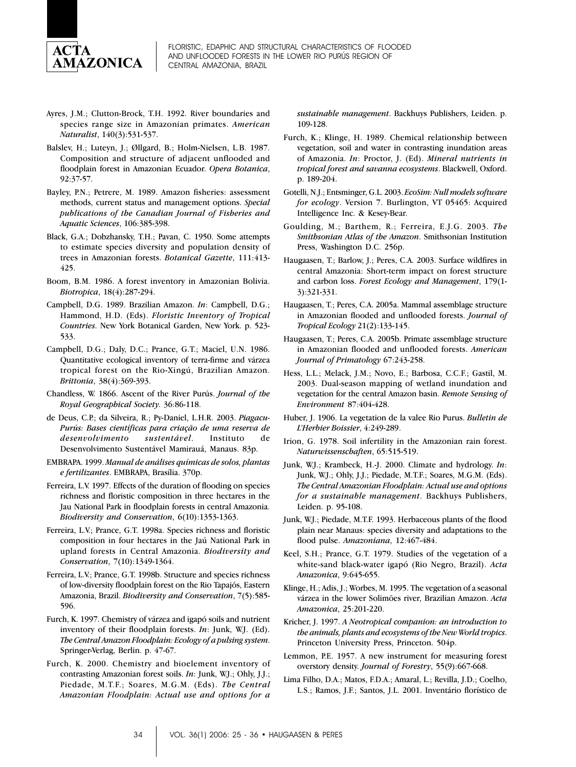Ayres, J.M.; Clutton-Brock, T.H. 1992. River boundaries and species range size in Amazonian primates. *American Naturalist*, 140(3):531-537.

Balslev, H.; Luteyn, J.; Øllgard, B.; Holm-Nielsen, L.B. 1987. Composition and structure of adjacent unflooded and floodplain forest in Amazonian Ecuador. *Opera Botanica*, 92:37-57.

Bayley, P.N.; Petrere, M. 1989. Amazon fisheries: assessment methods, current status and management options. *Special publications of the Canadian Journal of Fisheries and Aquatic Sciences*, 106:385-398.

Black, G.A.; Dobzhansky, T.H.; Pavan, C. 1950. Some attempts to estimate species diversity and population density of trees in Amazonian forests. *Botanical Gazette*, 111:413-425.

Boom, B.M. 1986. A forest inventory in Amazonian Bolivia. *Biotropica*, 18(4):287-294.

Campbell, D.G. 1989. Brazilian Amazon. *In*: Campbell, D.G.; Hammond, H.D. (Eds). *Floristic Inventory of Tropical Countries*. New York Botanical Garden, New York. p. 523-533.

Campbell, D.G.; Daly, D.C.; Prance, G.T.; Maciel, U.N. 1986. Quantitative ecological inventory of terra-firme and várzea tropical forest on the Rio-Xingú, Brazilian Amazon. *Brittonia*, 38(4):369-393.

Chandless, W. 1866. Ascent of the River Purús. *Journal of the Royal Geographical Society*. 36:86-118.

de Deus, C.P.; da Silveira, R.; Py-Daniel, L.H.R. 2003. *Piagacu-Purús: Bases científicas para criação de uma reserva de desenvolvimento sustentável*. Instituto de Desenvolvimento Sustentável Mamirauá, Manaus. 83p.

EMBRAPA. 1999. *Manual de análises químicas de solos, plantas e fertilizantes*. EMBRAPA, Brasília. 370p.

Ferreira, L.V. 1997. Effects of the duration of flooding on species richness and floristic composition in three hectares in the Jau National Park in floodplain forests in central Amazonia. *Biodiversity and Conservation*, 6(10):1353-1363.

Ferreira, L.V.; Prance, G.T. 1998a. Species richness and floristic composition in four hectares in the Jaú National Park in upland forests in Central Amazonia. *Biodiversity and Conservation*, 7(10):1349-1364.

Ferreira, L.V.; Prance, G.T. 1998b. Structure and species richness of low-diversity floodplain forest on the Rio Tapajós, Eastern Amazonia, Brazil. *Biodiversity and Conservation*, 7(5):585-596.

Furch, K. 1997. Chemistry of várzea and igapó soils and nutrient inventory of their floodplain forests. *In*: Junk, W.J. (Ed). *The Central Amazon Floodplain: Ecology of a pulsing system*. Springer-Verlag, Berlin. p. 47-67.

Furch, K. 2000. Chemistry and bioelement inventory of contrasting Amazonian forest soils. *In*: Junk, W.J.; Ohly, J.J.; Piedade, M.T.F.; Soares, M.G.M. (Eds). *The Central Amazonian Floodplain: Actual use and options for a sustainable management*. Backhuys Publishers, Leiden. p. 109-128.

Furch, K.; Klinge, H. 1989. Chemical relationship between vegetation, soil and water in contrasting inundation areas of Amazonia. *In*: Proctor, J. (Ed). *Mineral nutrients in tropical forest and savanna ecosystems*. Blackwell, Oxford. p. 189-204.

Gotelli, N.J.; Entsminger, G.L. 2003. *EcoSim: Null models software for ecology*. Version 7. Burlington, VT 05465: Acquired Intelligence Inc. & Kesey-Bear.

Goulding, M.; Barthem, R.; Ferreira, E.J.G. 2003. *The Smithsonian Atlas of the Amazon*. Smithsonian Institution Press, Washington D.C. 256p.

Haugaasen, T.; Barlow, J.; Peres, C.A. 2003. Surface wildfires in central Amazonia: Short-term impact on forest structure and carbon loss. *Forest Ecology and Management*, 179(1-3):321-331.

Haugaasen, T.; Peres, C.A. 2005a. Mammal assemblage structure in Amazonian flooded and unflooded forests. *Journal of Tropical Ecology* 21(2):133-145.

Haugaasen, T.; Peres, C.A. 2005b. Primate assemblage structure in Amazonian flooded and unflooded forests. *American Journal of Primatology* 67:243-258.

Hess, L.L.; Melack, J.M.; Novo, E.; Barbosa, C.C.F.; Gastil, M. 2003. Dual-season mapping of wetland inundation and vegetation for the central Amazon basin. *Remote Sensing of Environment* 87:404-428.

Huber, J. 1906. La vegetation de la valee Rio Purus. *Bulletin de L'Herbier Boissier*, 4:249-289.

Irion, G. 1978. Soil infertility in the Amazonian rain forest. *Naturwissenschaften*, 65:515-519.

Junk, W.J.; Krambeck, H.-J. 2000. Climate and hydrology. *In*: Junk, W.J.; Ohly, J.J.; Piedade, M.T.F.; Soares, M.G.M. (Eds). *The Central Amazonian Floodplain: Actual use and options for a sustainable management*. Backhuys Publishers, Leiden. p. 95-108.

Junk, W.J.; Piedade, M.T.F. 1993. Herbaceous plants of the flood plain near Manaus: species diversity and adaptations to the flood pulse. *Amazoniana*, 12:467-484.

Keel, S.H.; Prance, G.T. 1979. Studies of the vegetation of a white-sand black-water igapó (Rio Negro, Brazil). *Acta Amazonica*, 9:645-655.

Klinge, H.; Adis, J.; Worbes, M. 1995. The vegetation of a seasonal várzea in the lower Solimões river, Brazilian Amazon. *Acta Amazonica*, 25:201-220.

Kricher, J. 1997. *A Neotropical companion: an introduction to the animals, plants and ecosystems of the New World tropics*. Princeton University Press, Princeton. 504p.

Lemmon, P.E. 1957. A new instrument for measuring forest overstory density. *Journal of Forestry*, 55(9):667-668.

Lima Filho, D.A.; Matos, F.D.A.; Amaral, L.; Revilla, J.D.; Coelho, L.S.; Ramos, J.F.; Santos, J.L. 2001. Inventário florístico de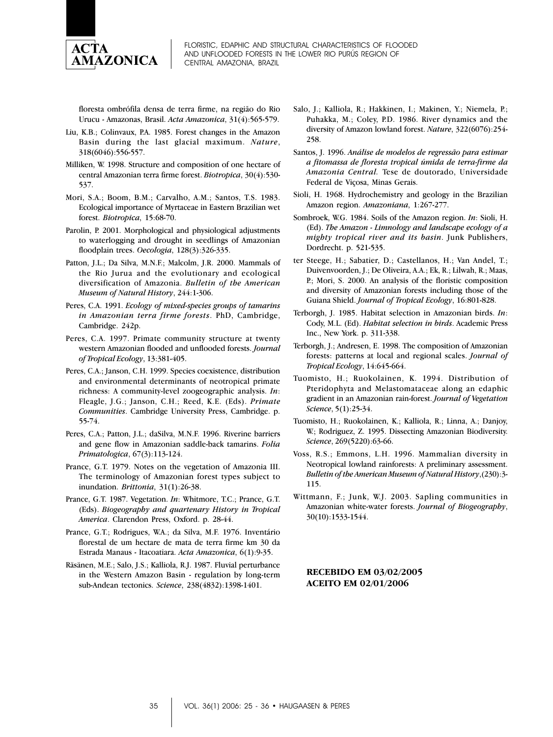floresta ombrófila densa de terra firme, na região do Rio Urucu - Amazonas, Brasil. *Acta Amazonica*, 31(4):565-579.

Liu, K.B.; Colinvaux, P.A. 1985. Forest changes in the Amazon Basin during the last glacial maximum. *Nature*, 318(6046):556-557.

Milliken, W. 1998. Structure and composition of one hectare of central Amazonian terra firme forest. *Biotropica*, 30(4):530-537.

Mori, S.A.; Boom, B.M.; Carvalho, A.M.; Santos, T.S. 1983. Ecological importance of Myrtaceae in Eastern Brazilian wet forest. *Biotropica*, 15:68-70.

Parolin, P. 2001. Morphological and physiological adjustments to waterlogging and drought in seedlings of Amazonian floodplain trees. *Oecologia*, 128(3):326-335.

Patton, J.L.; Da Silva, M.N.F.; Malcolm, J.R. 2000. Mammals of the Rio Jurua and the evolutionary and ecological diversification of Amazonia. *Bulletin of the American Museum of Natural History*, 244:1-306.

Peres, C.A. 1991. *Ecology of mixed-species groups of tamarins in Amazonian terra firme forests*. PhD, Cambridge, Cambridge. 242p.

Peres, C.A. 1997. Primate community structure at twenty western Amazonian flooded and unflooded forests. *Journal of Tropical Ecology*, 13:381-405.

Peres, C.A.; Janson, C.H. 1999. Species coexistence, distribution and environmental determinants of neotropical primate richness: A community-level zoogeographic analysis. *In*: Fleagle, J.G.; Janson, C.H.; Reed, K.E. (Eds). *Primate Communities*. Cambridge University Press, Cambridge. p. 55-74.

Peres, C.A.; Patton, J.L.; daSilva, M.N.F. 1996. Riverine barriers and gene flow in Amazonian saddle-back tamarins. *Folia Primatologica*, 67(3):113-124.

Prance, G.T. 1979. Notes on the vegetation of Amazonia III. The terminology of Amazonian forest types subject to inundation. *Brittonia*, 31(1):26-38.

Prance, G.T. 1987. Vegetation. *In*: Whitmore, T.C.; Prance, G.T. (Eds). *Biogeography and quartenary History in Tropical America*. Clarendon Press, Oxford. p. 28-44.

Prance, G.T.; Rodrigues, W.A.; da Silva, M.F. 1976. Inventário florestal de um hectare de mata de terra firme km 30 da Estrada Manaus - Itacoatiara. *Acta Amazonica*, 6(1):9-35.

Räsänen, M.E.; Salo, J.S.; Kalliola, R.J. 1987. Fluvial perturbance in the Western Amazon Basin - regulation by long-term sub-Andean tectonics. *Science*, 238(4832):1398-1401.

Salo, J.; Kalliola, R.; Hakkinen, I.; Makinen, Y.; Niemela, P.; Puhakka, M.; Coley, P.D. 1986. River dynamics and the diversity of Amazon lowland forest. *Nature*, 322(6076):254-258.

Santos, J. 1996. *Análise de modelos de regressão para estimar a fitomassa de floresta tropical úmida de terra-firme da Amazonia Central.* Tese de doutorado, Universidade Federal de Viçosa, Minas Gerais.

Sioli, H. 1968. Hydrochemistry and geology in the Brazilian Amazon region. *Amazoniana*, 1:267-277.

Sombroek, W.G. 1984. Soils of the Amazon region. *In*: Sioli, H. (Ed). *The Amazon - Limnology and landscape ecology of a mighty tropical river and its basin*. Junk Publishers, Dordrecht. p. 521-535.

ter Steege, H.; Sabatier, D.; Castellanos, H.; Van Andel, T.; Duivenvoorden, J.; De Oliveira, A.A.; Ek, R.; Lilwah, R.; Maas, P.; Mori, S. 2000. An analysis of the floristic composition and diversity of Amazonian forests including those of the Guiana Shield. *Journal of Tropical Ecology*, 16:801-828.

Terborgh, J. 1985. Habitat selection in Amazonian birds. *In*: Cody, M.L. (Ed). *Habitat selection in birds*. Academic Press Inc., New York. p. 311-338.

Terborgh, J.; Andresen, E. 1998. The composition of Amazonian forests: patterns at local and regional scales. *Journal of Tropical Ecology*, 14:645-664.

Tuomisto, H.; Ruokolainen, K. 1994. Distribution of Pteridophyta and Melastomataceae along an edaphic gradient in an Amazonian rain-forest. *Journal of Vegetation Science*, 5(1):25-34.

Tuomisto, H.; Ruokolainen, K.; Kalliola, R.; Linna, A.; Danjoy, W.; Rodriguez, Z. 1995. Dissecting Amazonian Biodiversity. *Science*, 269(5220):63-66.

Voss, R.S.; Emmons, L.H. 1996. Mammalian diversity in Neotropical lowland rainforests: A preliminary assessment. *Bulletin of the American Museum of Natural History*,(230):3-115.

Wittmann, F.; Junk, W.J. 2003. Sapling communities in Amazonian white-water forests. *Journal of Biogeography*, 30(10):1533-1544.

**RECEBIDO EM 03/02/2005**
**ACEITO EM 02/01/2006**